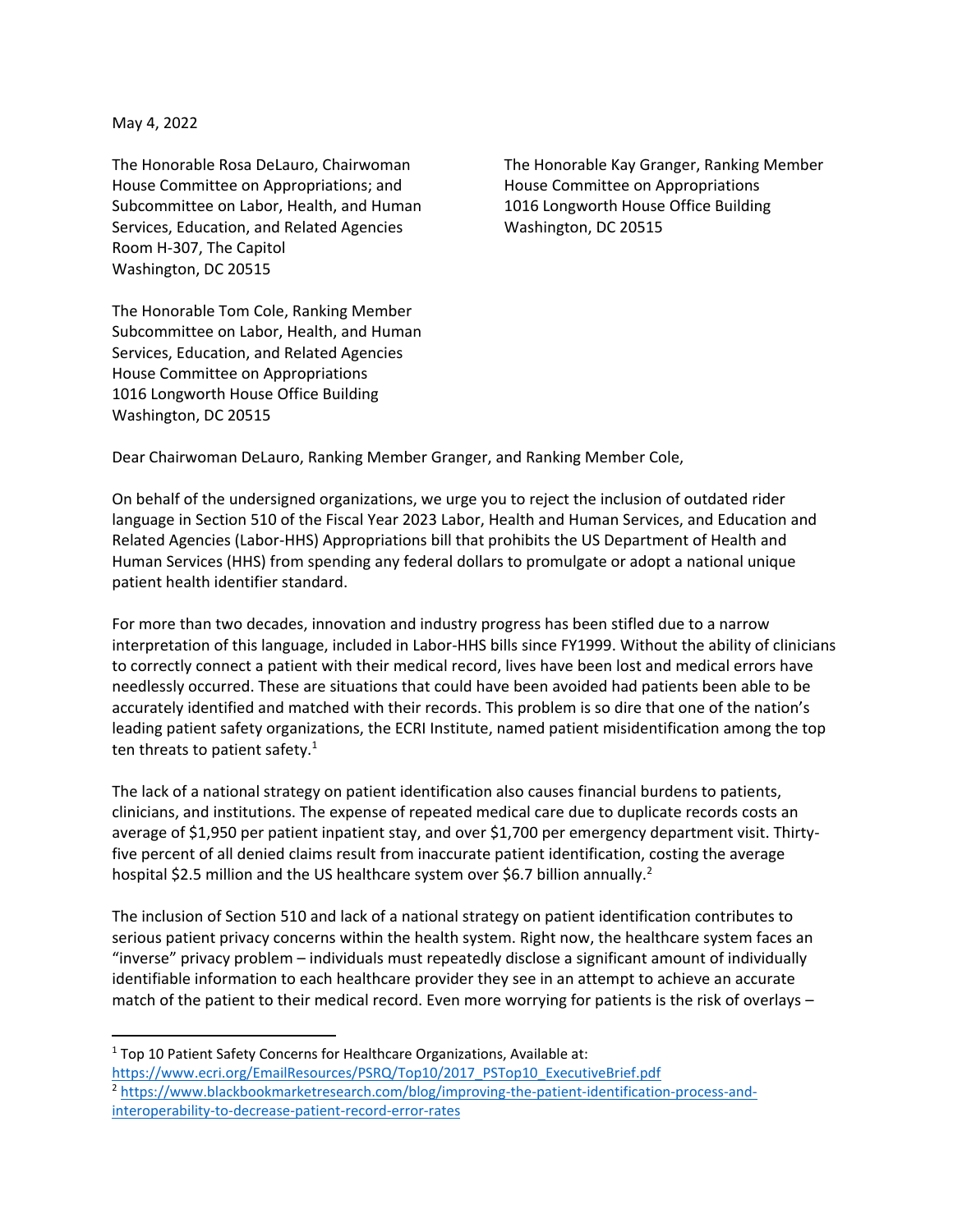May 4, 2022

The Honorable Rosa DeLauro, Chairwoman
House Committee on Appropriations; and
Subcommittee on Labor, Health, and Human Services, Education, and Related Agencies
Room H-307, The Capitol
Washington, DC 20515

The Honorable Kay Granger, Ranking Member
House Committee on Appropriations
1016 Longworth House Office Building
Washington, DC 20515

The Honorable Tom Cole, Ranking Member
Subcommittee on Labor, Health, and Human Services, Education, and Related Agencies
House Committee on Appropriations
1016 Longworth House Office Building
Washington, DC 20515

Dear Chairwoman DeLauro, Ranking Member Granger, and Ranking Member Cole,

On behalf of the undersigned organizations, we urge you to reject the inclusion of outdated rider language in Section 510 of the Fiscal Year 2023 Labor, Health and Human Services, and Education and Related Agencies (Labor-HHS) Appropriations bill that prohibits the US Department of Health and Human Services (HHS) from spending any federal dollars to promulgate or adopt a national unique patient health identifier standard.

For more than two decades, innovation and industry progress has been stifled due to a narrow interpretation of this language, included in Labor-HHS bills since FY1999. Without the ability of clinicians to correctly connect a patient with their medical record, lives have been lost and medical errors have needlessly occurred. These are situations that could have been avoided had patients been able to be accurately identified and matched with their records. This problem is so dire that one of the nation's leading patient safety organizations, the ECRI Institute, named patient misidentification among the top ten threats to patient safety.[1]

The lack of a national strategy on patient identification also causes financial burdens to patients, clinicians, and institutions. The expense of repeated medical care due to duplicate records costs an average of $1,950 per patient inpatient stay, and over $1,700 per emergency department visit. Thirty-five percent of all denied claims result from inaccurate patient identification, costing the average hospital $2.5 million and the US healthcare system over $6.7 billion annually.[2]

The inclusion of Section 510 and lack of a national strategy on patient identification contributes to serious patient privacy concerns within the health system. Right now, the healthcare system faces an "inverse" privacy problem – individuals must repeatedly disclose a significant amount of individually identifiable information to each healthcare provider they see in an attempt to achieve an accurate match of the patient to their medical record. Even more worrying for patients is the risk of overlays –

---

[1] Top 10 Patient Safety Concerns for Healthcare Organizations, Available at: https://www.ecri.org/EmailResources/PSRQ/Top10/2017_PSTop10_ExecutiveBrief.pdf

[2] https://www.blackbookmarketresearch.com/blog/improving-the-patient-identification-process-and-interoperability-to-decrease-patient-record-error-rates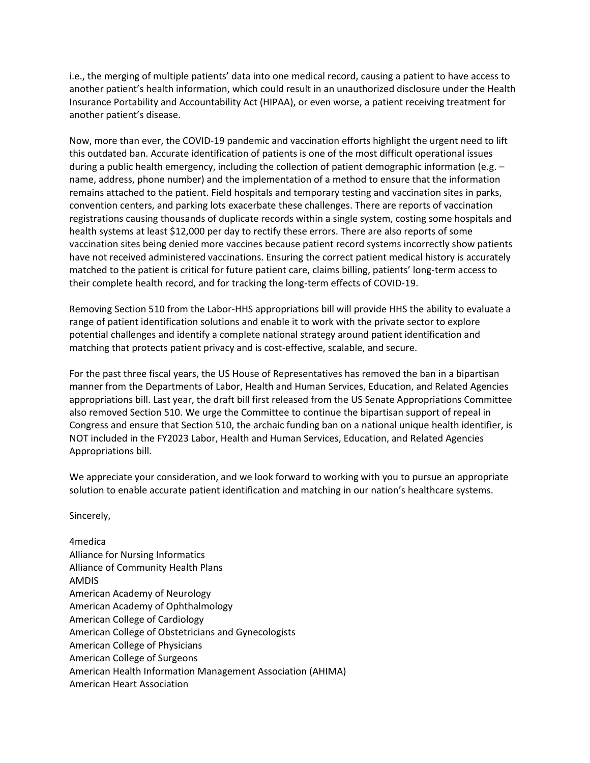i.e., the merging of multiple patients' data into one medical record, causing a patient to have access to another patient's health information, which could result in an unauthorized disclosure under the Health Insurance Portability and Accountability Act (HIPAA), or even worse, a patient receiving treatment for another patient's disease.

Now, more than ever, the COVID-19 pandemic and vaccination efforts highlight the urgent need to lift this outdated ban. Accurate identification of patients is one of the most difficult operational issues during a public health emergency, including the collection of patient demographic information (e.g. – name, address, phone number) and the implementation of a method to ensure that the information remains attached to the patient. Field hospitals and temporary testing and vaccination sites in parks, convention centers, and parking lots exacerbate these challenges. There are reports of vaccination registrations causing thousands of duplicate records within a single system, costing some hospitals and health systems at least $12,000 per day to rectify these errors. There are also reports of some vaccination sites being denied more vaccines because patient record systems incorrectly show patients have not received administered vaccinations. Ensuring the correct patient medical history is accurately matched to the patient is critical for future patient care, claims billing, patients' long-term access to their complete health record, and for tracking the long-term effects of COVID-19.

Removing Section 510 from the Labor-HHS appropriations bill will provide HHS the ability to evaluate a range of patient identification solutions and enable it to work with the private sector to explore potential challenges and identify a complete national strategy around patient identification and matching that protects patient privacy and is cost-effective, scalable, and secure.

For the past three fiscal years, the US House of Representatives has removed the ban in a bipartisan manner from the Departments of Labor, Health and Human Services, Education, and Related Agencies appropriations bill. Last year, the draft bill first released from the US Senate Appropriations Committee also removed Section 510. We urge the Committee to continue the bipartisan support of repeal in Congress and ensure that Section 510, the archaic funding ban on a national unique health identifier, is NOT included in the FY2023 Labor, Health and Human Services, Education, and Related Agencies Appropriations bill.

We appreciate your consideration, and we look forward to working with you to pursue an appropriate solution to enable accurate patient identification and matching in our nation's healthcare systems.

Sincerely,

4medica
Alliance for Nursing Informatics
Alliance of Community Health Plans
AMDIS
American Academy of Neurology
American Academy of Ophthalmology
American College of Cardiology
American College of Obstetricians and Gynecologists
American College of Physicians
American College of Surgeons
American Health Information Management Association (AHIMA)
American Heart Association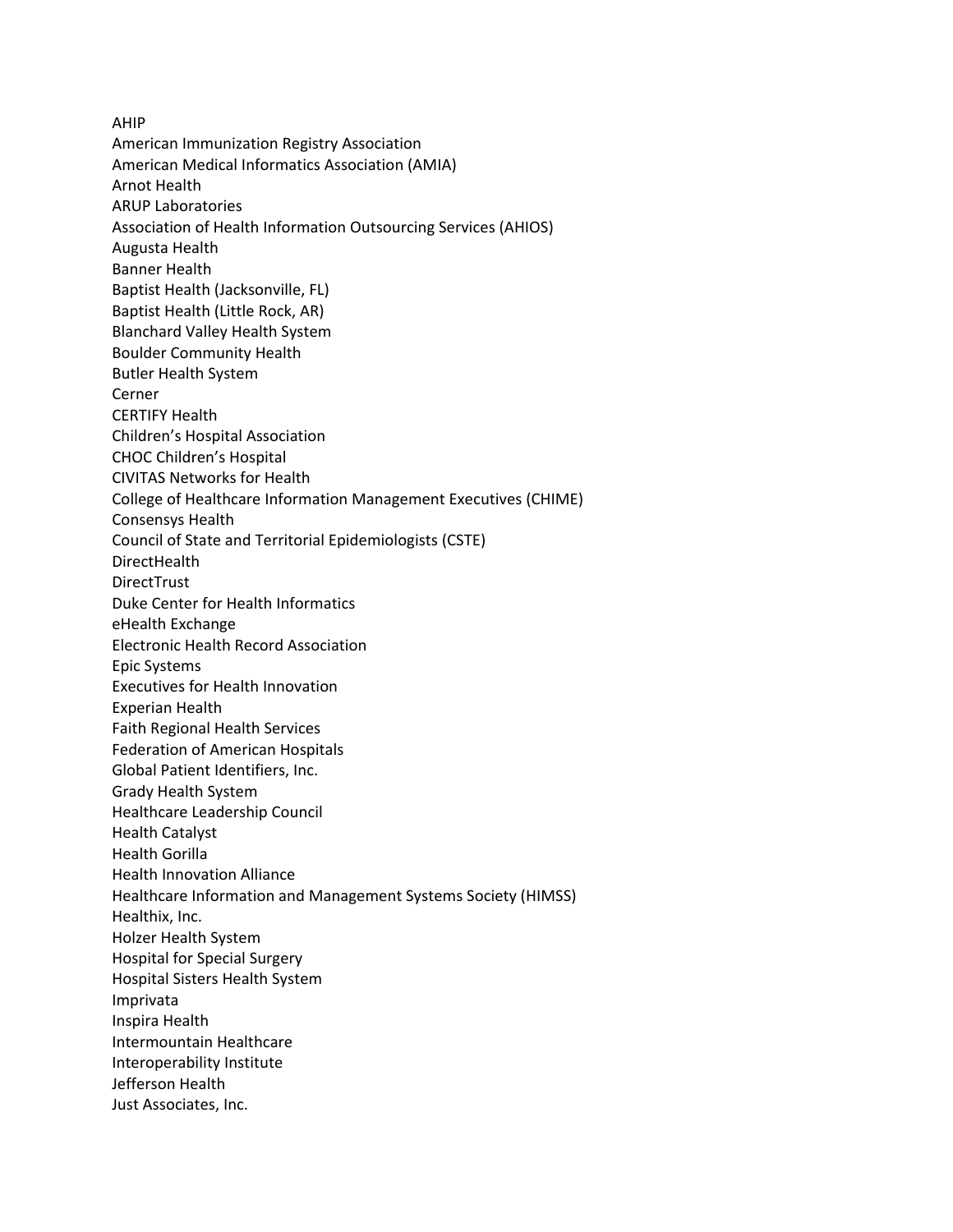AHIP
American Immunization Registry Association
American Medical Informatics Association (AMIA)
Arnot Health
ARUP Laboratories
Association of Health Information Outsourcing Services (AHIOS)
Augusta Health
Banner Health
Baptist Health (Jacksonville, FL)
Baptist Health (Little Rock, AR)
Blanchard Valley Health System
Boulder Community Health
Butler Health System
Cerner
CERTIFY Health
Children's Hospital Association
CHOC Children's Hospital
CIVITAS Networks for Health
College of Healthcare Information Management Executives (CHIME)
Consensys Health
Council of State and Territorial Epidemiologists (CSTE)
DirectHealth
DirectTrust
Duke Center for Health Informatics
eHealth Exchange
Electronic Health Record Association
Epic Systems
Executives for Health Innovation
Experian Health
Faith Regional Health Services
Federation of American Hospitals
Global Patient Identifiers, Inc.
Grady Health System
Healthcare Leadership Council
Health Catalyst
Health Gorilla
Health Innovation Alliance
Healthcare Information and Management Systems Society (HIMSS)
Healthix, Inc.
Holzer Health System
Hospital for Special Surgery
Hospital Sisters Health System
Imprivata
Inspira Health
Intermountain Healthcare
Interoperability Institute
Jefferson Health
Just Associates, Inc.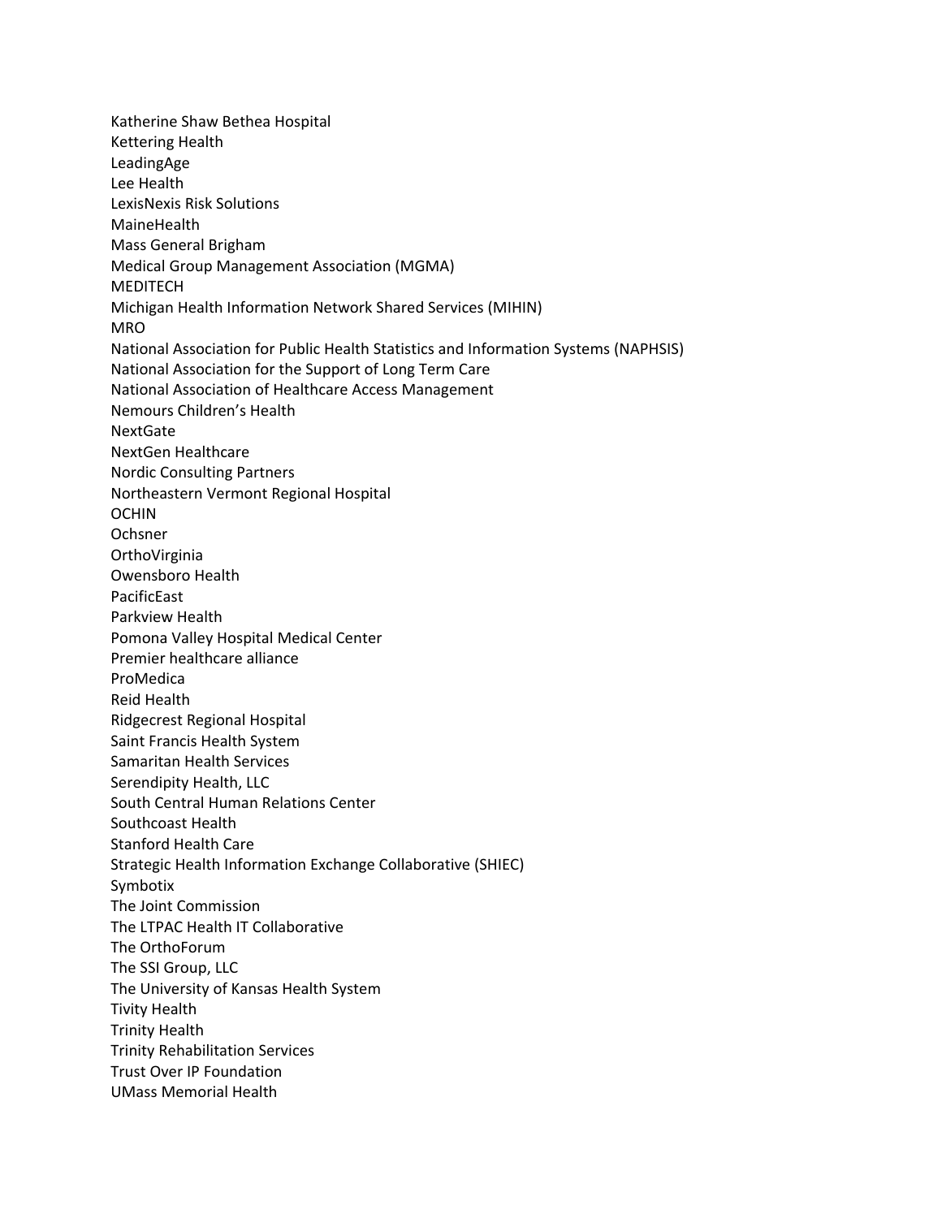Katherine Shaw Bethea Hospital
Kettering Health
LeadingAge
Lee Health
LexisNexis Risk Solutions
MaineHealth
Mass General Brigham
Medical Group Management Association (MGMA)
MEDITECH
Michigan Health Information Network Shared Services (MIHIN)
MRO
National Association for Public Health Statistics and Information Systems (NAPHSIS)
National Association for the Support of Long Term Care
National Association of Healthcare Access Management
Nemours Children's Health
NextGate
NextGen Healthcare
Nordic Consulting Partners
Northeastern Vermont Regional Hospital
OCHIN
Ochsner
OrthoVirginia
Owensboro Health
PacificEast
Parkview Health
Pomona Valley Hospital Medical Center
Premier healthcare alliance
ProMedica
Reid Health
Ridgecrest Regional Hospital
Saint Francis Health System
Samaritan Health Services
Serendipity Health, LLC
South Central Human Relations Center
Southcoast Health
Stanford Health Care
Strategic Health Information Exchange Collaborative (SHIEC)
Symbotix
The Joint Commission
The LTPAC Health IT Collaborative
The OrthoForum
The SSI Group, LLC
The University of Kansas Health System
Tivity Health
Trinity Health
Trinity Rehabilitation Services
Trust Over IP Foundation
UMass Memorial Health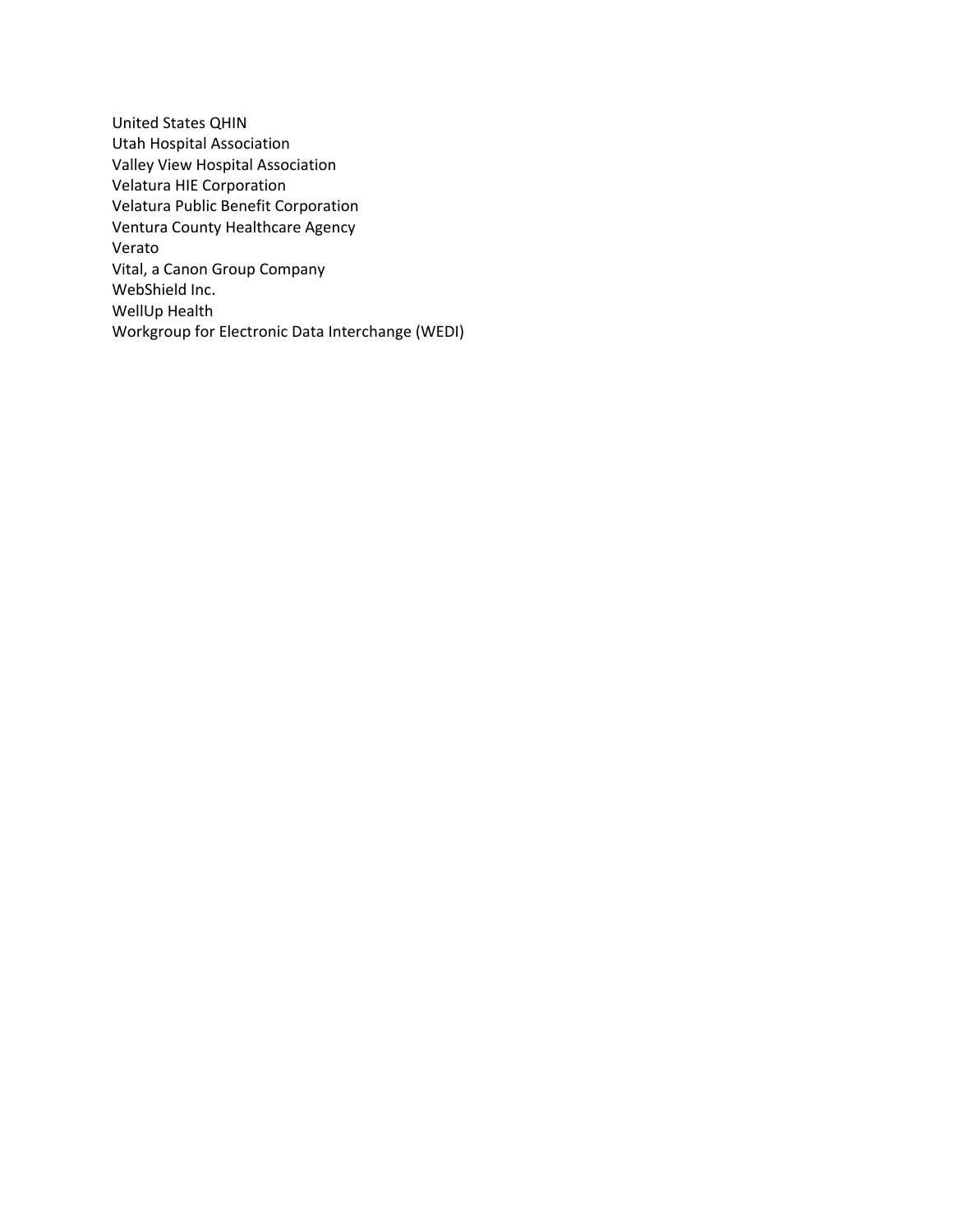United States QHIN
Utah Hospital Association
Valley View Hospital Association
Velatura HIE Corporation
Velatura Public Benefit Corporation
Ventura County Healthcare Agency
Verato
Vital, a Canon Group Company
WebShield Inc.
WellUp Health
Workgroup for Electronic Data Interchange (WEDI)